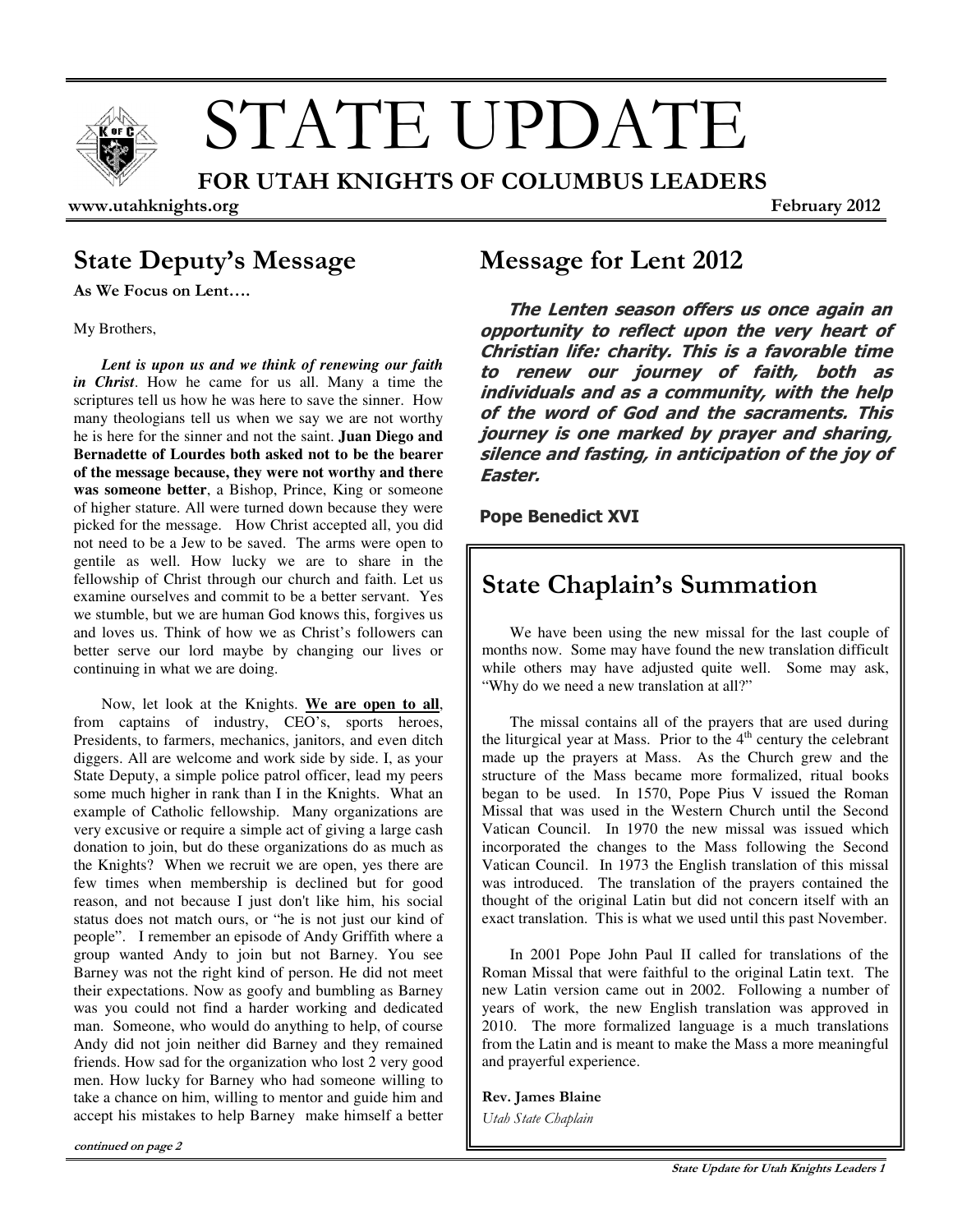# STATE UPDATE

**FOR UTAH KNIGHTS OF COLUMBUS LEADERS**

**www.utahknights.org** **February 2012**

## State Deputy's Message

**As We Focus on Lent….**

My Brothers,

***Lent is upon us and we think of renewing our faith in Christ***. How he came for us all. Many a time the scriptures tell us how he was here to save the sinner. How many theologians tell us when we say we are not worthy he is here for the sinner and not the saint. **Juan Diego and Bernadette of Lourdes both asked not to be the bearer of the message because, they were not worthy and there was someone better**, a Bishop, Prince, King or someone of higher stature. All were turned down because they were picked for the message. How Christ accepted all, you did not need to be a Jew to be saved. The arms were open to gentile as well. How lucky we are to share in the fellowship of Christ through our church and faith. Let us examine ourselves and commit to be a better servant. Yes we stumble, but we are human God knows this, forgives us and loves us. Think of how we as Christ's followers can better serve our lord maybe by changing our lives or continuing in what we are doing.

Now, let look at the Knights. **We are open to all**, from captains of industry, CEO's, sports heroes, Presidents, to farmers, mechanics, janitors, and even ditch diggers. All are welcome and work side by side. I, as your State Deputy, a simple police patrol officer, lead my peers some much higher in rank than I in the Knights. What an example of Catholic fellowship. Many organizations are very excusive or require a simple act of giving a large cash donation to join, but do these organizations do as much as the Knights? When we recruit we are open, yes there are few times when membership is declined but for good reason, and not because I just don't like him, his social status does not match ours, or "he is not just our kind of people". I remember an episode of Andy Griffith where a group wanted Andy to join but not Barney. You see Barney was not the right kind of person. He did not meet their expectations. Now as goofy and bumbling as Barney was you could not find a harder working and dedicated man. Someone, who would do anything to help, of course Andy did not join neither did Barney and they remained friends. How sad for the organization who lost 2 very good men. How lucky for Barney who had someone willing to take a chance on him, willing to mentor and guide him and accept his mistakes to help Barney make himself a better

***continued on page 2***

## Message for Lent 2012

***The Lenten season offers us once again an opportunity to reflect upon the very heart of Christian life: charity. This is a favorable time to renew our journey of faith, both as individuals and as a community, with the help of the word of God and the sacraments. This journey is one marked by prayer and sharing, silence and fasting, in anticipation of the joy of Easter.***

**Pope Benedict XVI**

## State Chaplain's Summation

We have been using the new missal for the last couple of months now. Some may have found the new translation difficult while others may have adjusted quite well. Some may ask, "Why do we need a new translation at all?"

The missal contains all of the prayers that are used during the liturgical year at Mass. Prior to the 4th century the celebrant made up the prayers at Mass. As the Church grew and the structure of the Mass became more formalized, ritual books began to be used. In 1570, Pope Pius V issued the Roman Missal that was used in the Western Church until the Second Vatican Council. In 1970 the new missal was issued which incorporated the changes to the Mass following the Second Vatican Council. In 1973 the English translation of this missal was introduced. The translation of the prayers contained the thought of the original Latin but did not concern itself with an exact translation. This is what we used until this past November.

In 2001 Pope John Paul II called for translations of the Roman Missal that were faithful to the original Latin text. The new Latin version came out in 2002. Following a number of years of work, the new English translation was approved in 2010. The more formalized language is a much translations from the Latin and is meant to make the Mass a more meaningful and prayerful experience.

**Rev. James Blaine**
*Utah State Chaplain*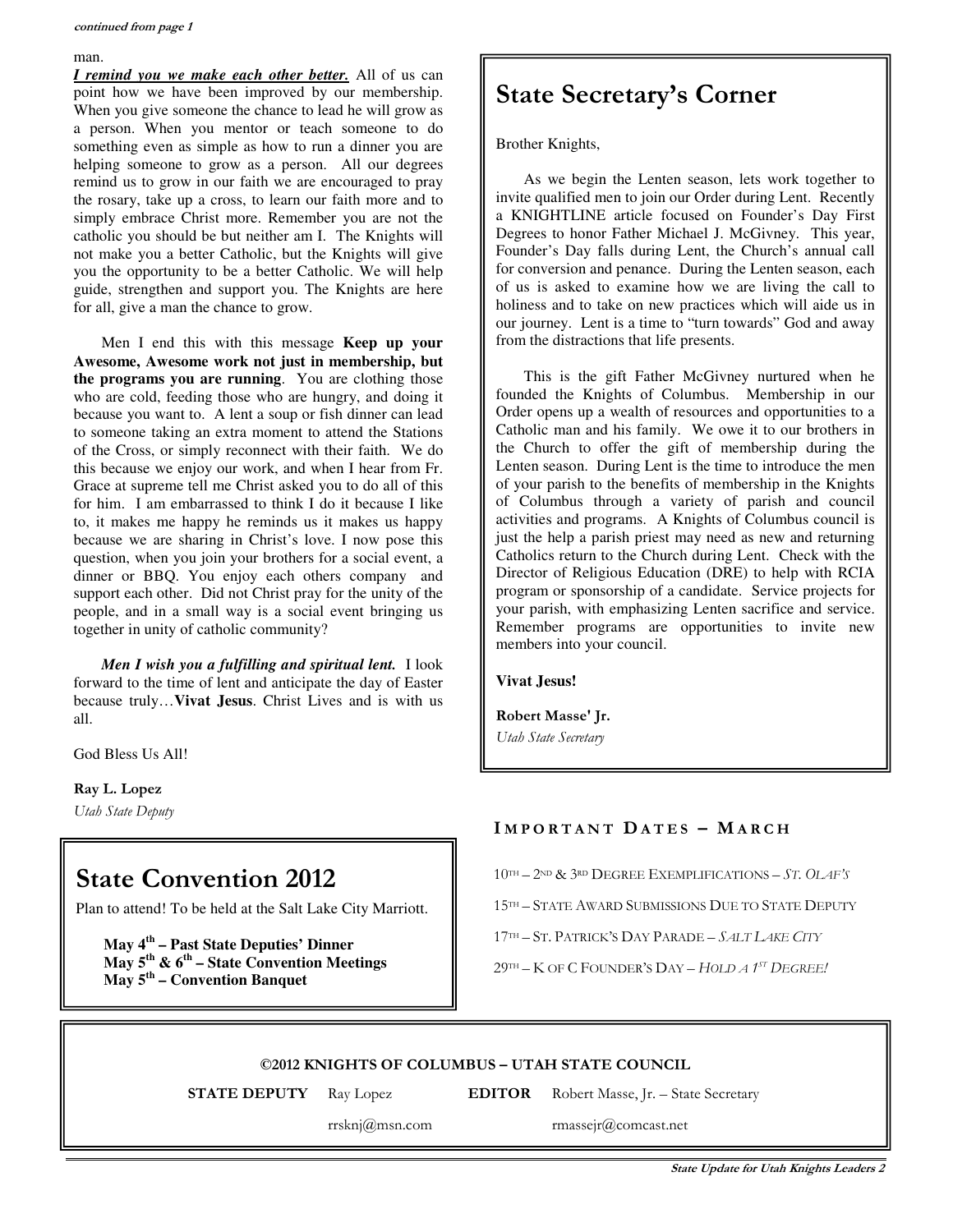*continued from page 1*

man.

***I remind you we make each other better.*** All of us can point how we have been improved by our membership. When you give someone the chance to lead he will grow as a person. When you mentor or teach someone to do something even as simple as how to run a dinner you are helping someone to grow as a person. All our degrees remind us to grow in our faith we are encouraged to pray the rosary, take up a cross, to learn our faith more and to simply embrace Christ more. Remember you are not the catholic you should be but neither am I. The Knights will not make you a better Catholic, but the Knights will give you the opportunity to be a better Catholic. We will help guide, strengthen and support you. The Knights are here for all, give a man the chance to grow.

Men I end this with this message **Keep up your Awesome, Awesome work not just in membership, but the programs you are running**. You are clothing those who are cold, feeding those who are hungry, and doing it because you want to. A lent a soup or fish dinner can lead to someone taking an extra moment to attend the Stations of the Cross, or simply reconnect with their faith. We do this because we enjoy our work, and when I hear from Fr. Grace at supreme tell me Christ asked you to do all of this for him. I am embarrassed to think I do it because I like to, it makes me happy he reminds us it makes us happy because we are sharing in Christ's love. I now pose this question, when you join your brothers for a social event, a dinner or BBQ. You enjoy each others company and support each other. Did not Christ pray for the unity of the people, and in a small way is a social event bringing us together in unity of catholic community?

***Men I wish you a fulfilling and spiritual lent.*** I look forward to the time of lent and anticipate the day of Easter because truly…**Vivat Jesus**. Christ Lives and is with us all.

God Bless Us All!

**Ray L. Lopez**
*Utah State Deputy*

# State Convention 2012

Plan to attend! To be held at the Salt Lake City Marriott.

**May 4th – Past State Deputies' Dinner**
**May 5th & 6th – State Convention Meetings**
**May 5th – Convention Banquet**

# State Secretary's Corner

Brother Knights,

As we begin the Lenten season, lets work together to invite qualified men to join our Order during Lent. Recently a KNIGHTLINE article focused on Founder's Day First Degrees to honor Father Michael J. McGivney. This year, Founder's Day falls during Lent, the Church's annual call for conversion and penance. During the Lenten season, each of us is asked to examine how we are living the call to holiness and to take on new practices which will aide us in our journey. Lent is a time to "turn towards" God and away from the distractions that life presents.

This is the gift Father McGivney nurtured when he founded the Knights of Columbus. Membership in our Order opens up a wealth of resources and opportunities to a Catholic man and his family. We owe it to our brothers in the Church to offer the gift of membership during the Lenten season. During Lent is the time to introduce the men of your parish to the benefits of membership in the Knights of Columbus through a variety of parish and council activities and programs. A Knights of Columbus council is just the help a parish priest may need as new and returning Catholics return to the Church during Lent. Check with the Director of Religious Education (DRE) to help with RCIA program or sponsorship of a candidate. Service projects for your parish, with emphasizing Lenten sacrifice and service. Remember programs are opportunities to invite new members into your council.

**Vivat Jesus!**

**Robert Masse' Jr.**
*Utah State Secretary*

## Important Dates – March

10th – 2nd & 3rd Degree Exemplifications – *St. Olaf's*

15th – State Award Submissions Due to State Deputy

17th – St. Patrick's Day Parade – *Salt Lake City*

29th – K of C Founder's Day – *Hold a 1st Degree!*

**©2012 KNIGHTS OF COLUMBUS – UTAH STATE COUNCIL**

**STATE DEPUTY** Ray Lopez — rrsknj@msn.com

**EDITOR** Robert Masse, Jr. – State Secretary — rmassejr@comcast.net